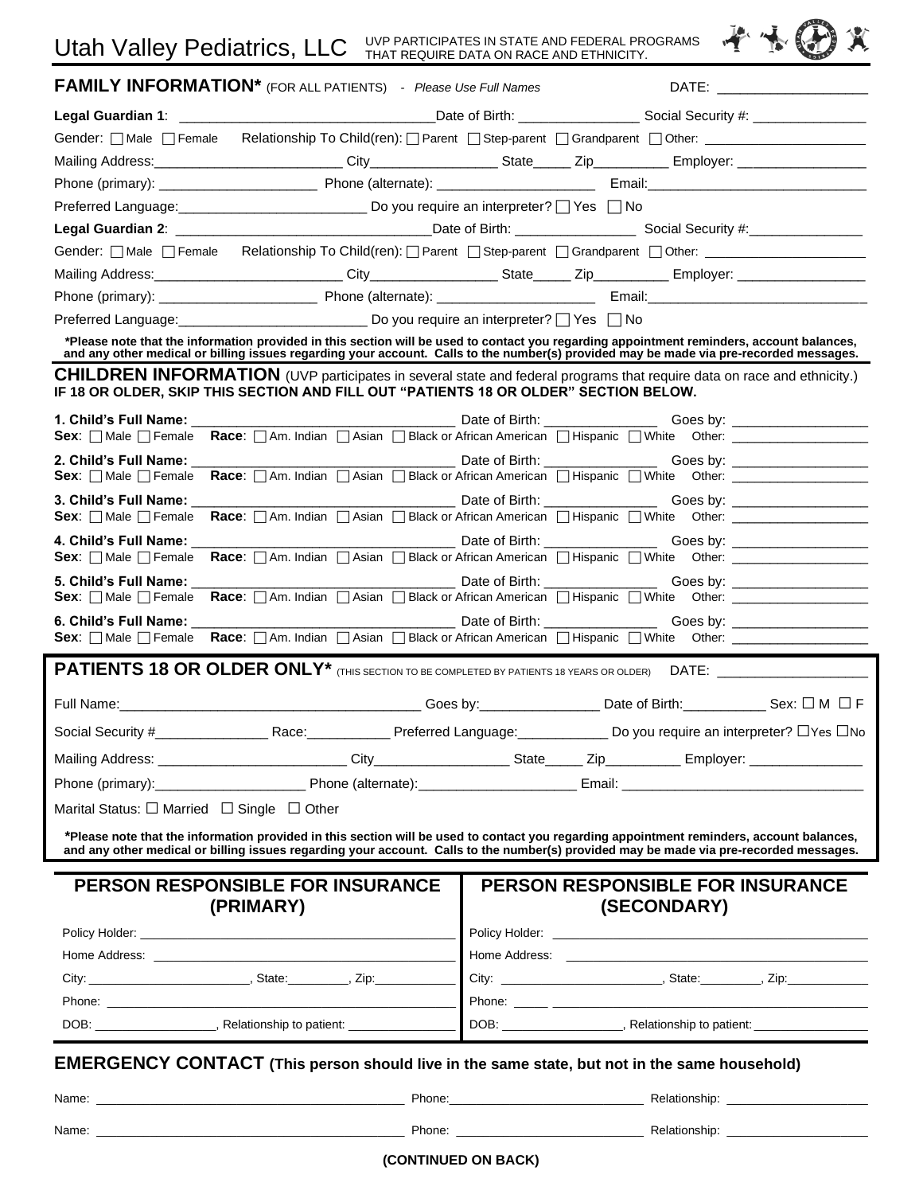# Utah Valley Pediatrics, LLC

UVP PARTICIPATES IN STATE AND FEDERAL PROGRAMS THAT REQUIRE DATA ON RACE AND ETHNICITY.

## FAMILY INFORMATION* (FOR ALL PATIENTS) - *Please Use Full Names*

DATE: ____________________

**Legal Guardian 1**: _________________________________Date of Birth: ________________ Social Security #: _______________

Gender: ☐ Male ☐ Female Relationship To Child(ren): ☐ Parent ☐ Step-parent ☐ Grandparent ☐ Other: ______________________

Mailing Address:_________________________ City_________________ State_____ Zip__________ Employer: _________________

Phone (primary): _____________________ Phone (alternate): _____________________ Email:_____________________________

Preferred Language:_________________________ Do you require an interpreter? ☐ Yes ☐ No

**Legal Guardian 2**: _________________________________Date of Birth: ________________ Social Security #:_______________

Gender: ☐ Male ☐ Female Relationship To Child(ren): ☐ Parent ☐ Step-parent ☐ Grandparent ☐ Other: ______________________

Mailing Address:_________________________ City_________________ State_____ Zip__________ Employer: _________________

Phone (primary): _____________________ Phone (alternate): _____________________ Email:_____________________________

Preferred Language:_________________________ Do you require an interpreter? ☐ Yes ☐ No

**\*Please note that the information provided in this section will be used to contact you regarding appointment reminders, account balances, and any other medical or billing issues regarding your account. Calls to the number(s) provided may be made via pre-recorded messages.**

## CHILDREN INFORMATION (UVP participates in several state and federal programs that require data on race and ethnicity.)

**IF 18 OR OLDER, SKIP THIS SECTION AND FILL OUT "PATIENTS 18 OR OLDER" SECTION BELOW.**

**1. Child's Full Name:** ___________________________________ Date of Birth: _______________ Goes by: __________________
**Sex**: ☐ Male ☐ Female **Race**: ☐ Am. Indian ☐ Asian ☐ Black or African American ☐ Hispanic ☐ White Other: ___________________

**2. Child's Full Name:** ___________________________________ Date of Birth: _______________ Goes by: __________________
**Sex**: ☐ Male ☐ Female **Race**: ☐ Am. Indian ☐ Asian ☐ Black or African American ☐ Hispanic ☐ White Other: ___________________

**3. Child's Full Name:** ___________________________________ Date of Birth: _______________ Goes by: __________________
**Sex**: ☐ Male ☐ Female **Race**: ☐ Am. Indian ☐ Asian ☐ Black or African American ☐ Hispanic ☐ White Other: ___________________

**4. Child's Full Name:** ___________________________________ Date of Birth: _______________ Goes by: __________________
**Sex**: ☐ Male ☐ Female **Race**: ☐ Am. Indian ☐ Asian ☐ Black or African American ☐ Hispanic ☐ White Other: ___________________

**5. Child's Full Name:** ___________________________________ Date of Birth: _______________ Goes by: __________________
**Sex**: ☐ Male ☐ Female **Race**: ☐ Am. Indian ☐ Asian ☐ Black or African American ☐ Hispanic ☐ White Other: ___________________

**6. Child's Full Name:** ___________________________________ Date of Birth: _______________ Goes by: __________________
**Sex**: ☐ Male ☐ Female **Race**: ☐ Am. Indian ☐ Asian ☐ Black or African American ☐ Hispanic ☐ White Other: ___________________

## PATIENTS 18 OR OLDER ONLY* (THIS SECTION TO BE COMPLETED BY PATIENTS 18 YEARS OR OLDER)

DATE: ___________________

Full Name:_______________________________________ Goes by:________________ Date of Birth:___________ Sex: ☐ M ☐ F

Social Security #_______________ Race:___________ Preferred Language:____________ Do you require an interpreter? ☐Yes ☐No

Mailing Address: _________________________ City__________________ State_____ Zip__________ Employer: _______________

Phone (primary):____________________ Phone (alternate):_____________________ Email: _______________________________

Marital Status: ☐ Married ☐ Single ☐ Other

**\*Please note that the information provided in this section will be used to contact you regarding appointment reminders, account balances, and any other medical or billing issues regarding your account. Calls to the number(s) provided may be made via pre-recorded messages.**

| PERSON RESPONSIBLE FOR INSURANCE (PRIMARY) | PERSON RESPONSIBLE FOR INSURANCE (SECONDARY) |
|---|---|
| Policy Holder: ______________________________ | Policy Holder: ______________________________ |
| Home Address: ______________________________ | Home Address: ______________________________ |
| City: ________________, State:_________, Zip:____________ | City: ________________, State:_________, Zip:____________ |
| Phone: ______________________________ | Phone: _____ ______________________________ |
| DOB: __________________, Relationship to patient: ________________ | DOB: __________________, Relationship to patient: ________________ |

## EMERGENCY CONTACT (This person should live in the same state, but not in the same household)

Name: ______________________________________________ Phone:____________________________ Relationship: ____________________

Name: ______________________________________________ Phone: ____________________________ Relationship: ____________________

**(CONTINUED ON BACK)**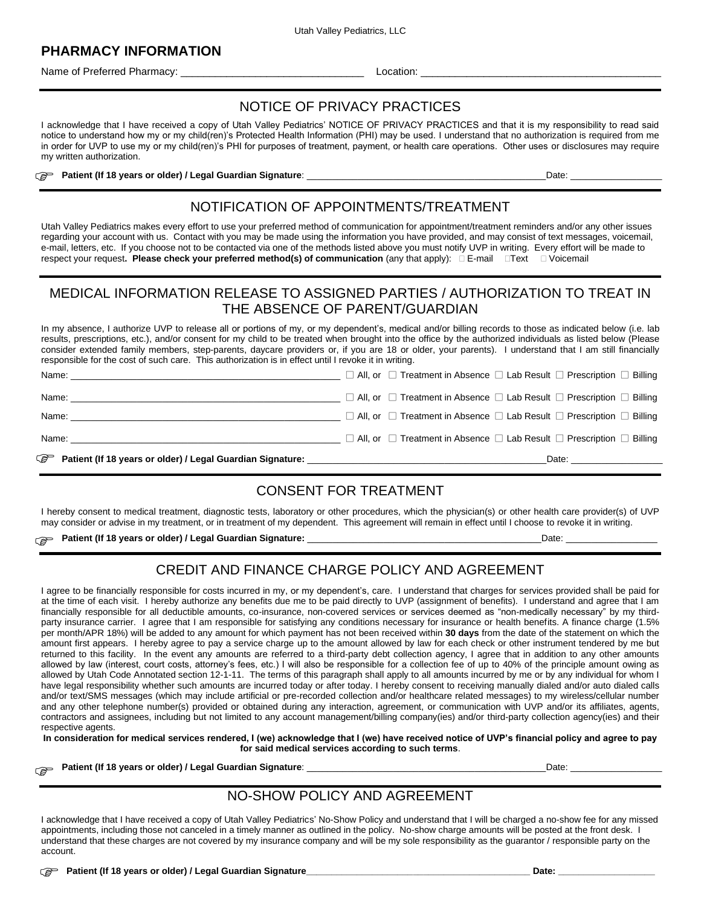## PHARMACY INFORMATION

Name of Preferred Pharmacy: ________________________________ Location: ____________________________________________

## NOTICE OF PRIVACY PRACTICES

I acknowledge that I have received a copy of Utah Valley Pediatrics' NOTICE OF PRIVACY PRACTICES and that it is my responsibility to read said notice to understand how my or my child(ren)'s Protected Health Information (PHI) may be used. I understand that no authorization is required from me in order for UVP to use my or my child(ren)'s PHI for purposes of treatment, payment, or health care operations. Other uses or disclosures may require my written authorization.

☞ **Patient (If 18 years or older) / Legal Guardian Signature**: ______________________________________________Date: __________________

## NOTIFICATION OF APPOINTMENTS/TREATMENT

Utah Valley Pediatrics makes every effort to use your preferred method of communication for appointment/treatment reminders and/or any other issues regarding your account with us. Contact with you may be made using the information you have provided, and may consist of text messages, voicemail, e-mail, letters, etc. If you choose not to be contacted via one of the methods listed above you must notify UVP in writing. Every effort will be made to respect your request**. Please check your preferred method(s) of communication** (any that apply): ☐ E-mail ☐ Text ☐ Voicemail

## MEDICAL INFORMATION RELEASE TO ASSIGNED PARTIES / AUTHORIZATION TO TREAT IN THE ABSENCE OF PARENT/GUARDIAN

In my absence, I authorize UVP to release all or portions of my, or my dependent's, medical and/or billing records to those as indicated below (i.e. lab results, prescriptions, etc.), and/or consent for my child to be treated when brought into the office by the authorized individuals as listed below (Please consider extended family members, step-parents, daycare providers or, if you are 18 or older, your parents). I understand that I am still financially responsible for the cost of such care. This authorization is in effect until I revoke it in writing.

Name: ______________________________________________________ ☐ All, or ☐ Treatment in Absence ☐ Lab Result ☐ Prescription ☐ Billing

Name: ______________________________________________________ ☐ All, or ☐ Treatment in Absence ☐ Lab Result ☐ Prescription ☐ Billing

Name: ______________________________________________________ ☐ All, or ☐ Treatment in Absence ☐ Lab Result ☐ Prescription ☐ Billing

Name: ______________________________________________________ ☐ All, or ☐ Treatment in Absence ☐ Lab Result ☐ Prescription ☐ Billing

☞ **Patient (If 18 years or older) / Legal Guardian Signature:** ______________________________________________Date: __________________

## CONSENT FOR TREATMENT

I hereby consent to medical treatment, diagnostic tests, laboratory or other procedures, which the physician(s) or other health care provider(s) of UVP may consider or advise in my treatment, or in treatment of my dependent. This agreement will remain in effect until I choose to revoke it in writing.

☞ **Patient (If 18 years or older) / Legal Guardian Signature:** ______________________________________________Date: __________________

## CREDIT AND FINANCE CHARGE POLICY AND AGREEMENT

I agree to be financially responsible for costs incurred in my, or my dependent's, care. I understand that charges for services provided shall be paid for at the time of each visit. I hereby authorize any benefits due me to be paid directly to UVP (assignment of benefits). I understand and agree that I am financially responsible for all deductible amounts, co-insurance, non-covered services or services deemed as "non-medically necessary" by my third-party insurance carrier. I agree that I am responsible for satisfying any conditions necessary for insurance or health benefits. A finance charge (1.5% per month/APR 18%) will be added to any amount for which payment has not been received within **30 days** from the date of the statement on which the amount first appears. I hereby agree to pay a service charge up to the amount allowed by law for each check or other instrument tendered by me but returned to this facility. In the event any amounts are referred to a third-party debt collection agency, I agree that in addition to any other amounts allowed by law (interest, court costs, attorney's fees, etc.) I will also be responsible for a collection fee of up to 40% of the principle amount owing as allowed by Utah Code Annotated section 12-1-11. The terms of this paragraph shall apply to all amounts incurred by me or by any individual for whom I have legal responsibility whether such amounts are incurred today or after today. I hereby consent to receiving manually dialed and/or auto dialed calls and/or text/SMS messages (which may include artificial or pre-recorded collection and/or healthcare related messages) to my wireless/cellular number and any other telephone number(s) provided or obtained during any interaction, agreement, or communication with UVP and/or its affiliates, agents, contractors and assignees, including but not limited to any account management/billing company(ies) and/or third-party collection agency(ies) and their respective agents.

**In consideration for medical services rendered, I (we) acknowledge that I (we) have received notice of UVP's financial policy and agree to pay for said medical services according to such terms**.

☞ **Patient (If 18 years or older) / Legal Guardian Signature**: ______________________________________________Date: __________________

## NO-SHOW POLICY AND AGREEMENT

I acknowledge that I have received a copy of Utah Valley Pediatrics' No-Show Policy and understand that I will be charged a no-show fee for any missed appointments, including those not canceled in a timely manner as outlined in the policy. No-show charge amounts will be posted at the front desk. I understand that these charges are not covered by my insurance company and will be my sole responsibility as the guarantor / responsible party on the account.

☞ **Patient (If 18 years or older) / Legal Guardian Signature______________________________________________ Date: __________________**